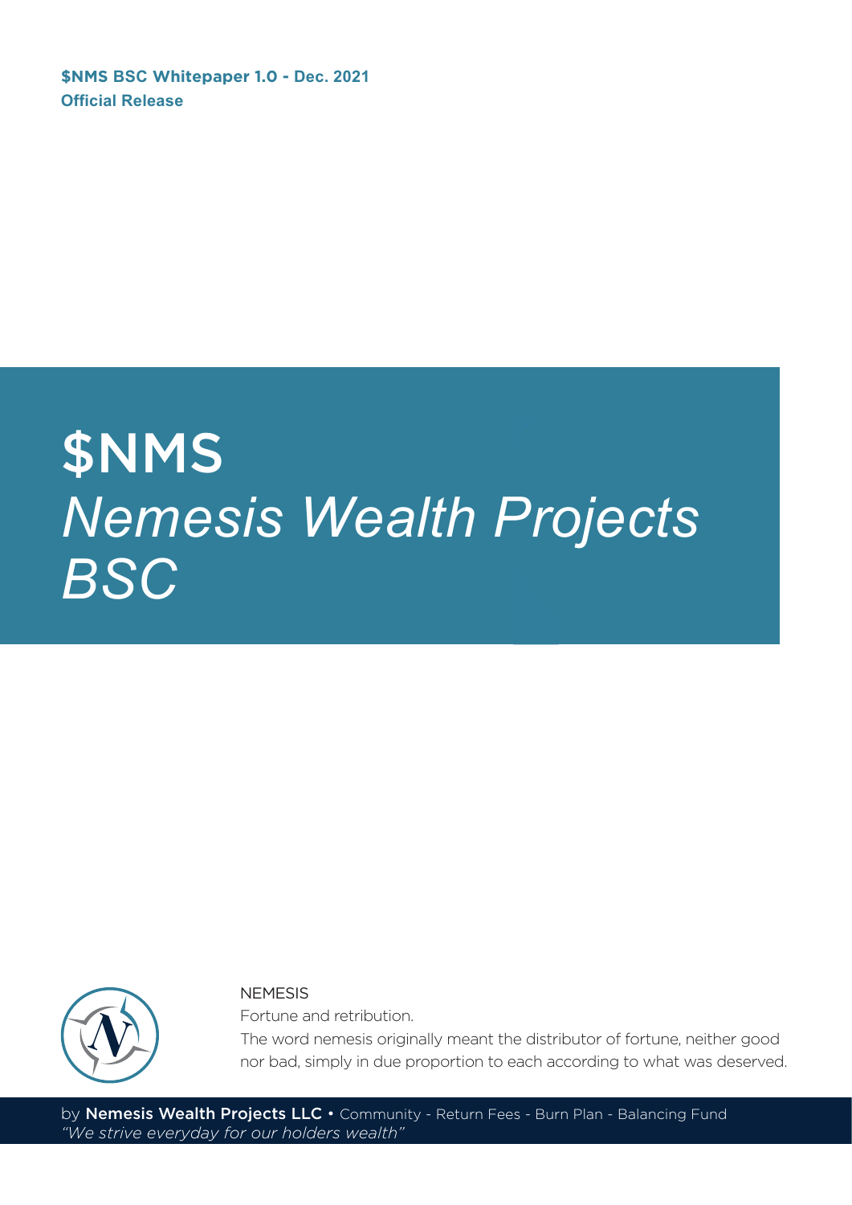**$NMS BSC Whitepaper 1.0 - Dec. 2021**
**Official Release**

# $NMS
# *Nemesis Wealth Projects BSC*

NEMESIS

Fortune and retribution.

The word nemesis originally meant the distributor of fortune, neither good nor bad, simply in due proportion to each according to what was deserved.

by **Nemesis Wealth Projects LLC** • Community - Return Fees - Burn Plan - Balancing Fund
*"We strive everyday for our holders wealth"*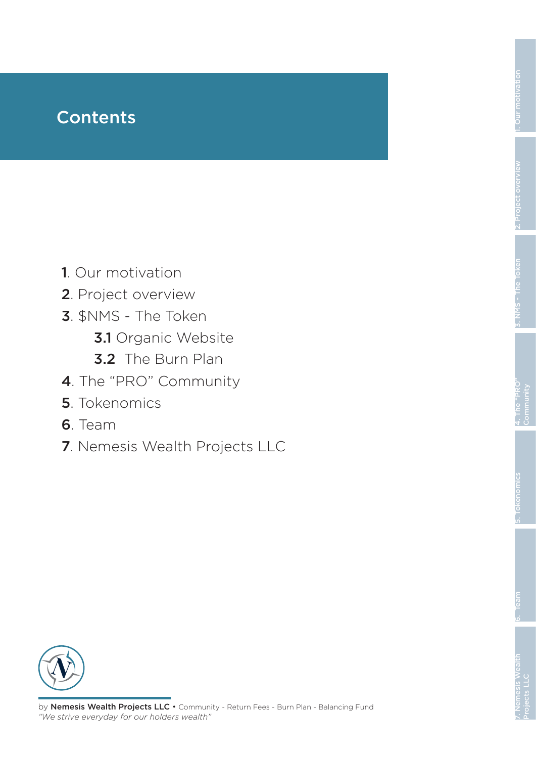# Contents

1. Our motivation
2. Project overview
3. $NMS - The Token
    - 3.1 Organic Website
    - 3.2 The Burn Plan
4. The “PRO” Community
5. Tokenomics
6. Team
7. Nemesis Wealth Projects LLC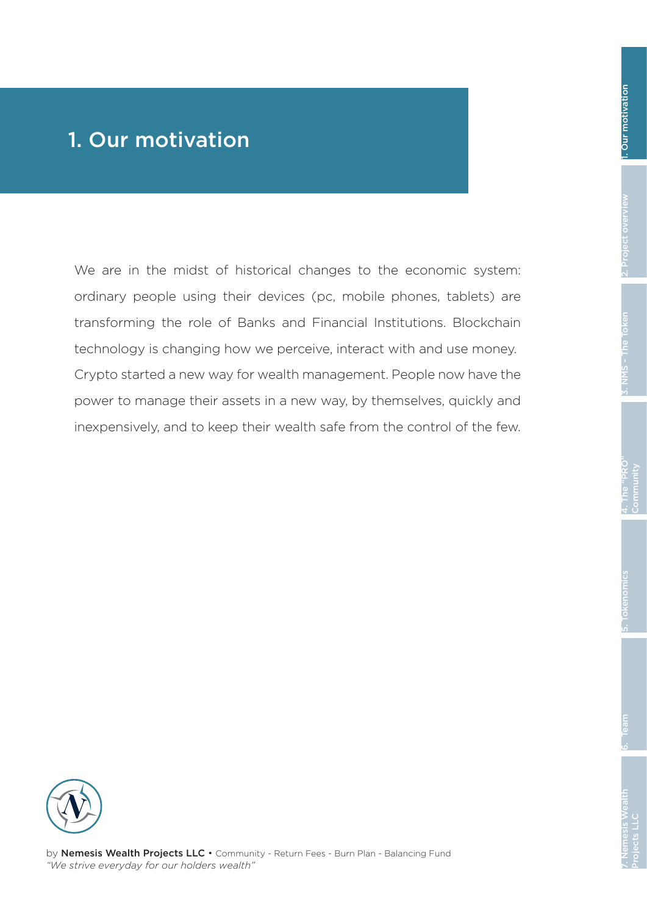# 1. Our motivation

We are in the midst of historical changes to the economic system: ordinary people using their devices (pc, mobile phones, tablets) are transforming the role of Banks and Financial Institutions. Blockchain technology is changing how we perceive, interact with and use money. Crypto started a new way for wealth management. People now have the power to manage their assets in a new way, by themselves, quickly and inexpensively, and to keep their wealth safe from the control of the few.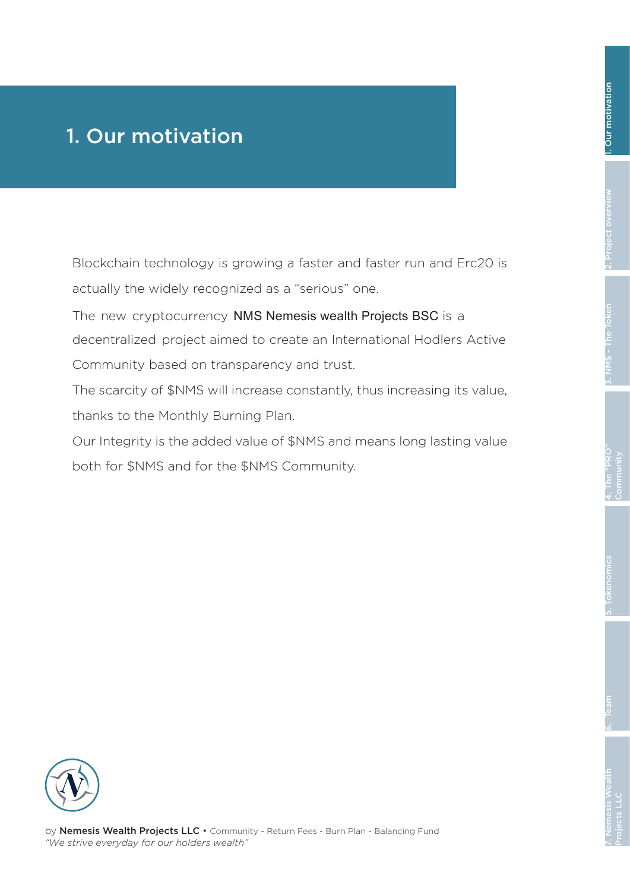# 1. Our motivation

Blockchain technology is growing a faster and faster run and Erc20 is actually the widely recognized as a "serious" one.

The new cryptocurrency NMS Nemesis wealth Projects BSC is a decentralized project aimed to create an International Hodlers Active Community based on transparency and trust.

The scarcity of $NMS will increase constantly, thus increasing its value, thanks to the Monthly Burning Plan.

Our Integrity is the added value of $NMS and means long lasting value both for $NMS and for the $NMS Community.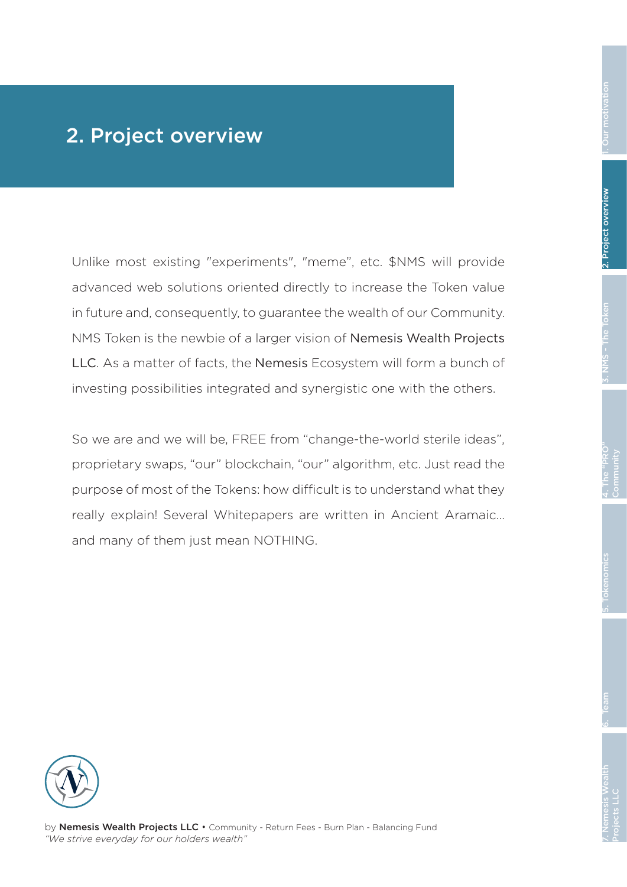## 2. Project overview

Unlike most existing "experiments", "meme", etc. $NMS will provide advanced web solutions oriented directly to increase the Token value in future and, consequently, to guarantee the wealth of our Community. NMS Token is the newbie of a larger vision of Nemesis Wealth Projects LLC. As a matter of facts, the Nemesis Ecosystem will form a bunch of investing possibilities integrated and synergistic one with the others.

So we are and we will be, FREE from “change-the-world sterile ideas”, proprietary swaps, “our” blockchain, “our” algorithm, etc. Just read the purpose of most of the Tokens: how difficult is to understand what they really explain! Several Whitepapers are written in Ancient Aramaic… and many of them just mean NOTHING.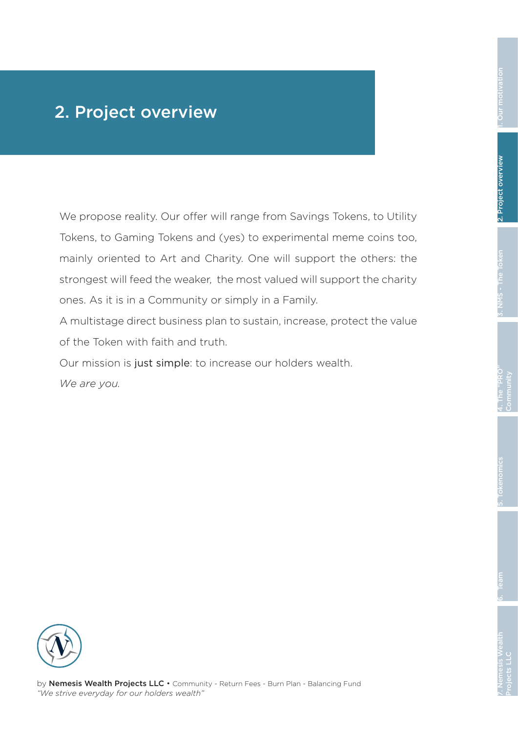## 2. Project overview

We propose reality. Our offer will range from Savings Tokens, to Utility Tokens, to Gaming Tokens and (yes) to experimental meme coins too, mainly oriented to Art and Charity. One will support the others: the strongest will feed the weaker, the most valued will support the charity ones. As it is in a Community or simply in a Family.

A multistage direct business plan to sustain, increase, protect the value of the Token with faith and truth.

Our mission is just simple: to increase our holders wealth.

*We are you.*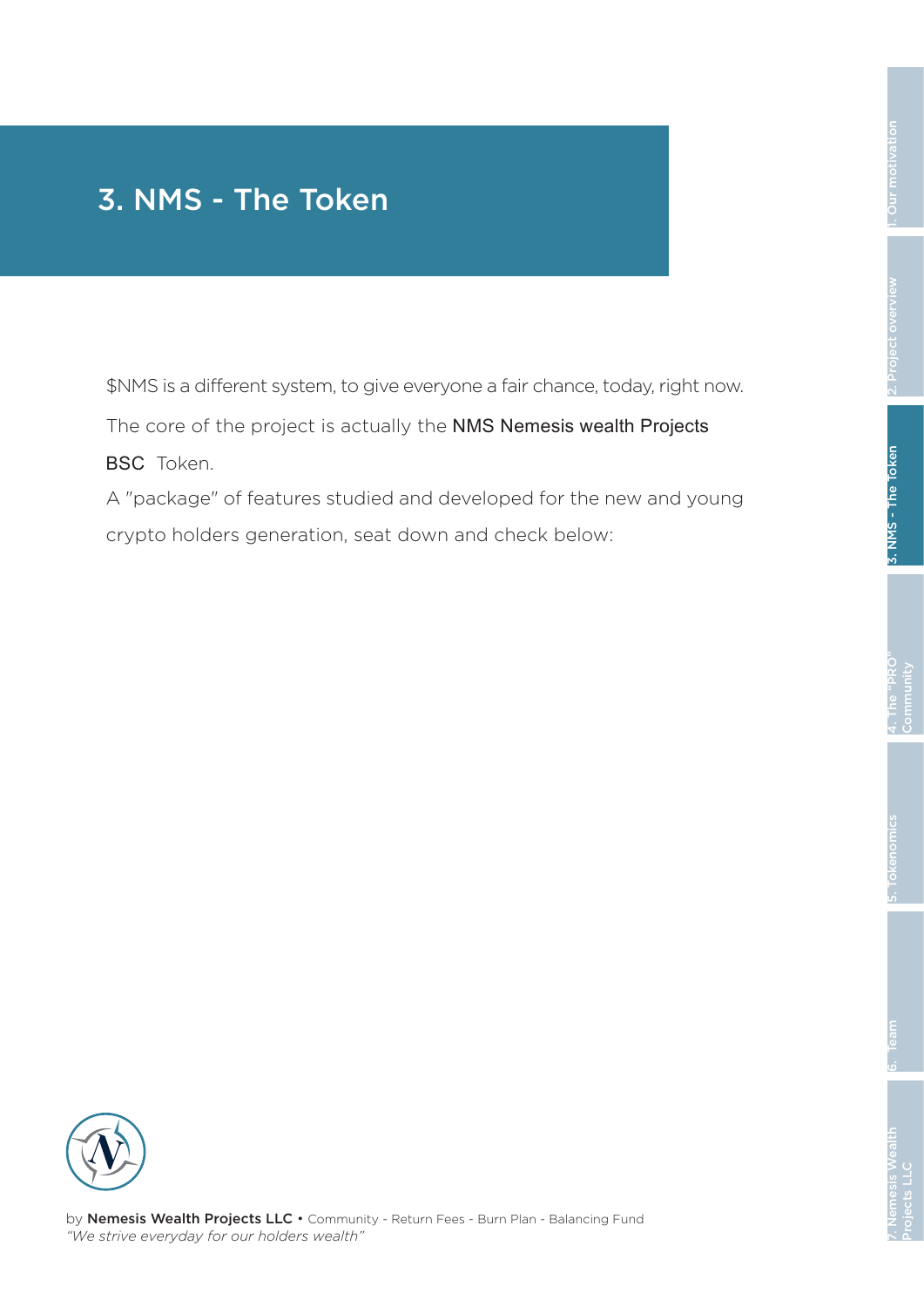# 3. NMS - The Token

$NMS is a different system, to give everyone a fair chance, today, right now.

The core of the project is actually the NMS Nemesis wealth Projects BSC Token.

A "package" of features studied and developed for the new and young crypto holders generation, seat down and check below: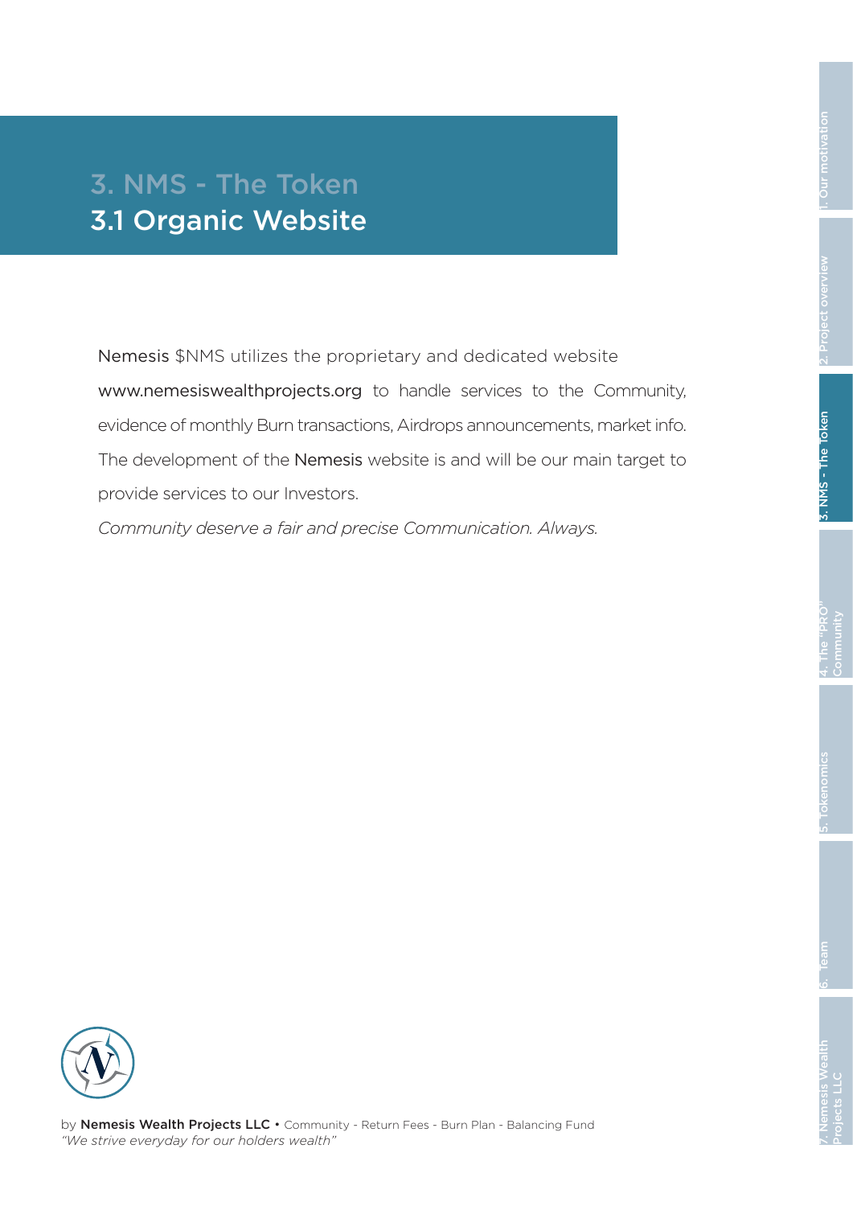# 3. NMS - The Token

## 3.1 Organic Website

Nemesis $NMS utilizes the proprietary and dedicated website www.nemesiswealthprojects.org to handle services to the Community, evidence of monthly Burn transactions, Airdrops announcements, market info. The development of the Nemesis website is and will be our main target to provide services to our Investors.

*Community deserve a fair and precise Communication. Always.*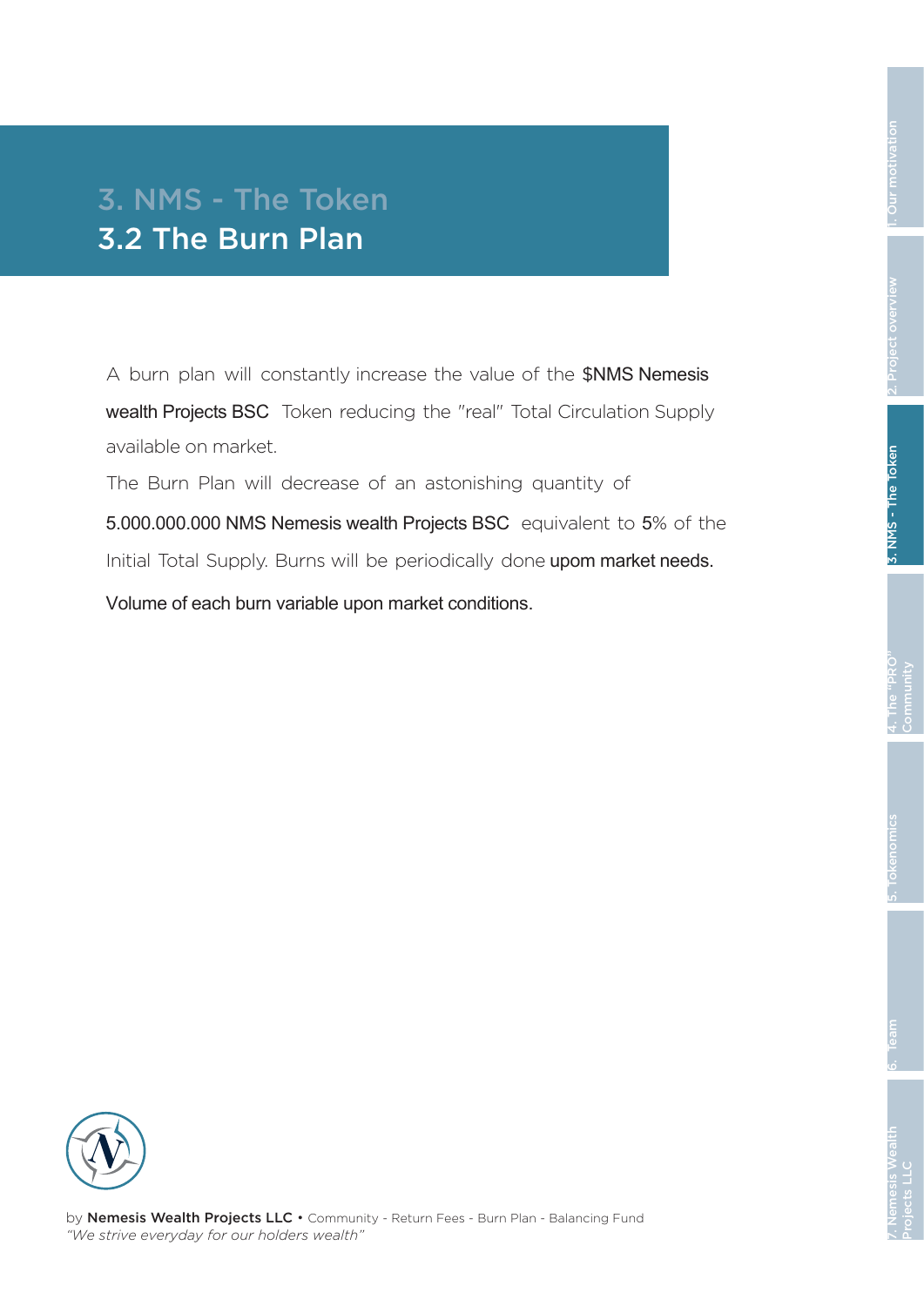# 3. NMS - The Token

## 3.2 The Burn Plan

A burn plan will constantly increase the value of the $NMS Nemesis wealth Projects BSC Token reducing the "real" Total Circulation Supply available on market.

The Burn Plan will decrease of an astonishing quantity of 5.000.000.000 NMS Nemesis wealth Projects BSC equivalent to 5% of the Initial Total Supply. Burns will be periodically done upom market needs.

Volume of each burn variable upon market conditions.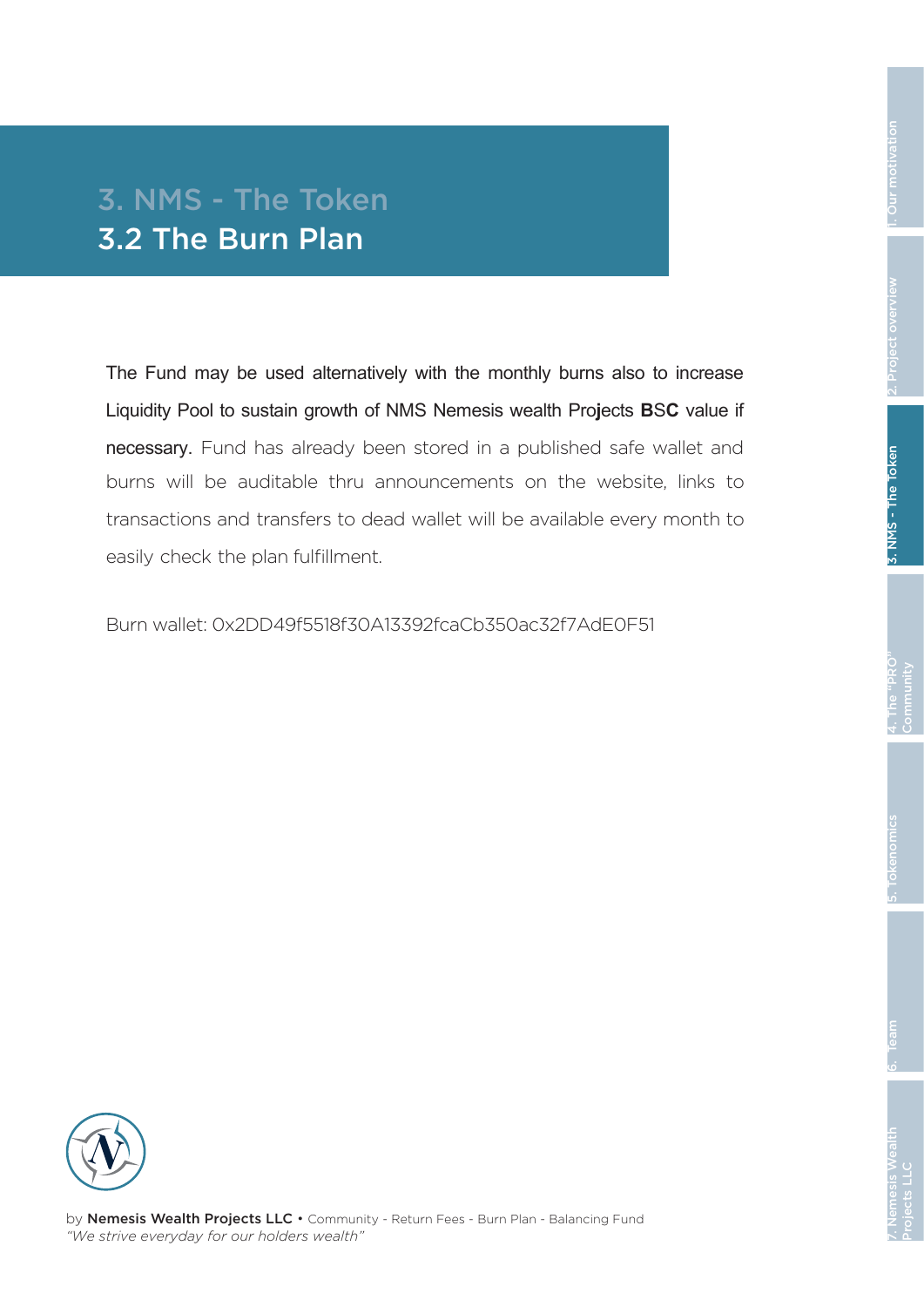## 3. NMS - The Token

### 3.2 The Burn Plan

The Fund may be used alternatively with the monthly burns also to increase Liquidity Pool to sustain growth of NMS Nemesis wealth Projects BSC value if necessary. Fund has already been stored in a published safe wallet and burns will be auditable thru announcements on the website, links to transactions and transfers to dead wallet will be available every month to easily check the plan fulfillment.

Burn wallet: 0x2DD49f5518f30A13392fcaCb350ac32f7AdE0F51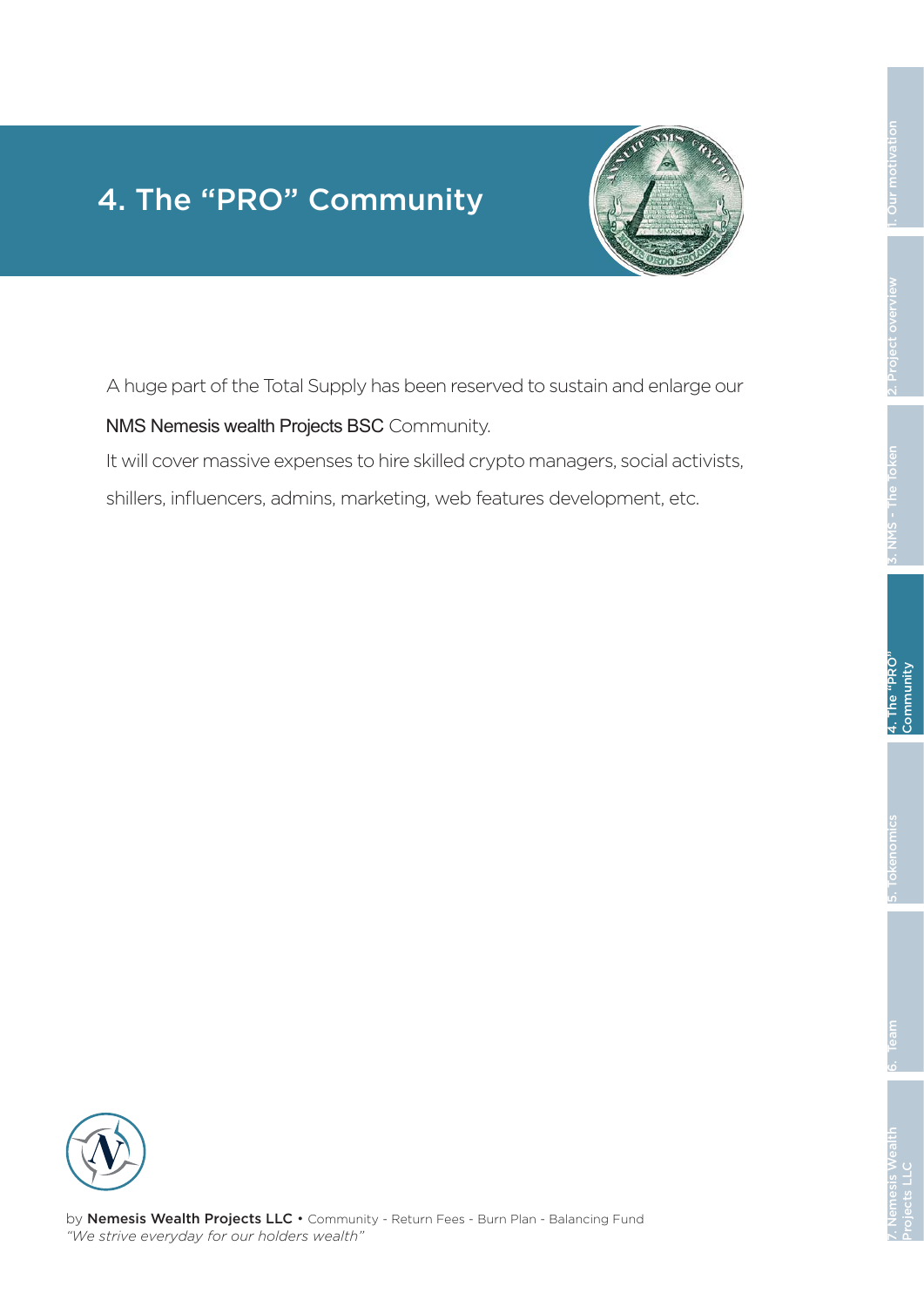# 4. The “PRO” Community

A huge part of the Total Supply has been reserved to sustain and enlarge our NMS Nemesis wealth Projects BSC Community.

It will cover massive expenses to hire skilled crypto managers, social activists, shillers, influencers, admins, marketing, web features development, etc.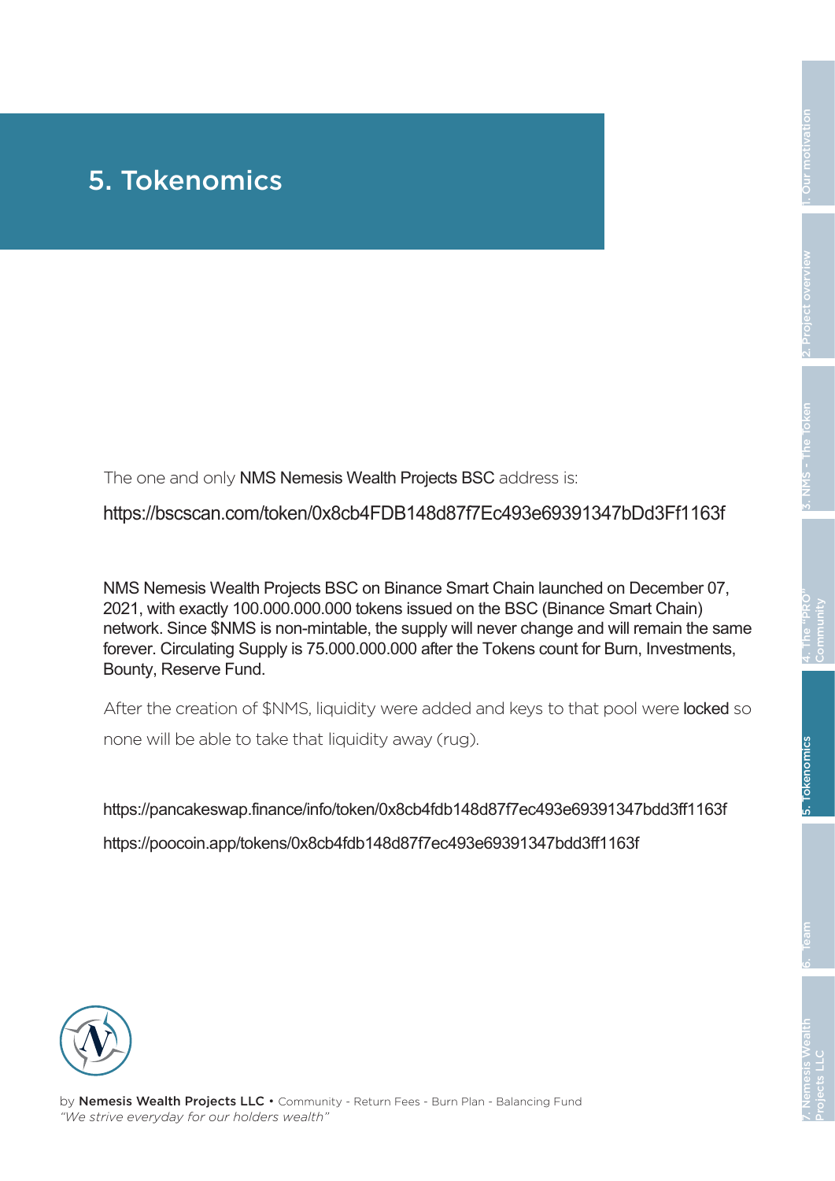# 5. Tokenomics

The one and only NMS Nemesis Wealth Projects BSC address is:

https://bscscan.com/token/0x8cb4FDB148d87f7Ec493e69391347bDd3Ff1163f

NMS Nemesis Wealth Projects BSC on Binance Smart Chain launched on December 07, 2021, with exactly 100.000.000.000 tokens issued on the BSC (Binance Smart Chain) network. Since $NMS is non-mintable, the supply will never change and will remain the same forever. Circulating Supply is 75.000.000.000 after the Tokens count for Burn, Investments, Bounty, Reserve Fund.

After the creation of $NMS, liquidity were added and keys to that pool were locked so none will be able to take that liquidity away (rug).

https://pancakeswap.finance/info/token/0x8cb4fdb148d87f7ec493e69391347bdd3ff1163f

https://poocoin.app/tokens/0x8cb4fdb148d87f7ec493e69391347bdd3ff1163f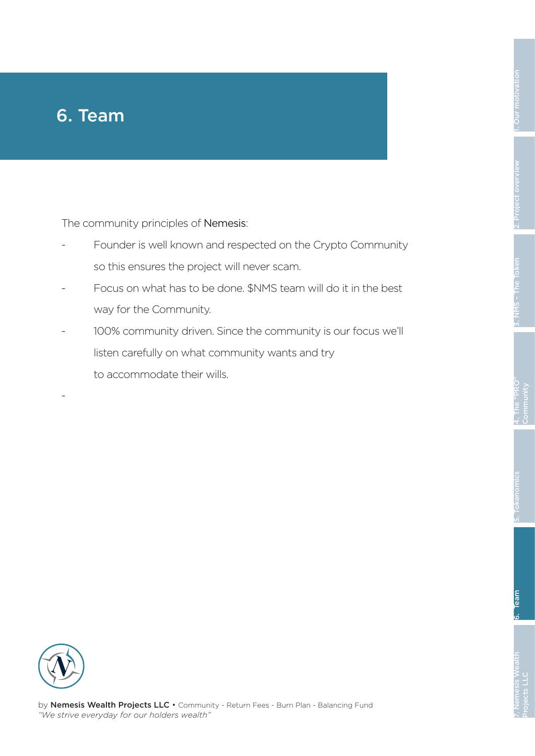# 6. Team

The community principles of Nemesis:

- Founder is well known and respected on the Crypto Community so this ensures the project will never scam.
- Focus on what has to be done. $NMS team will do it in the best way for the Community.
- 100% community driven. Since the community is our focus we'll listen carefully on what community wants and try to accommodate their wills.
-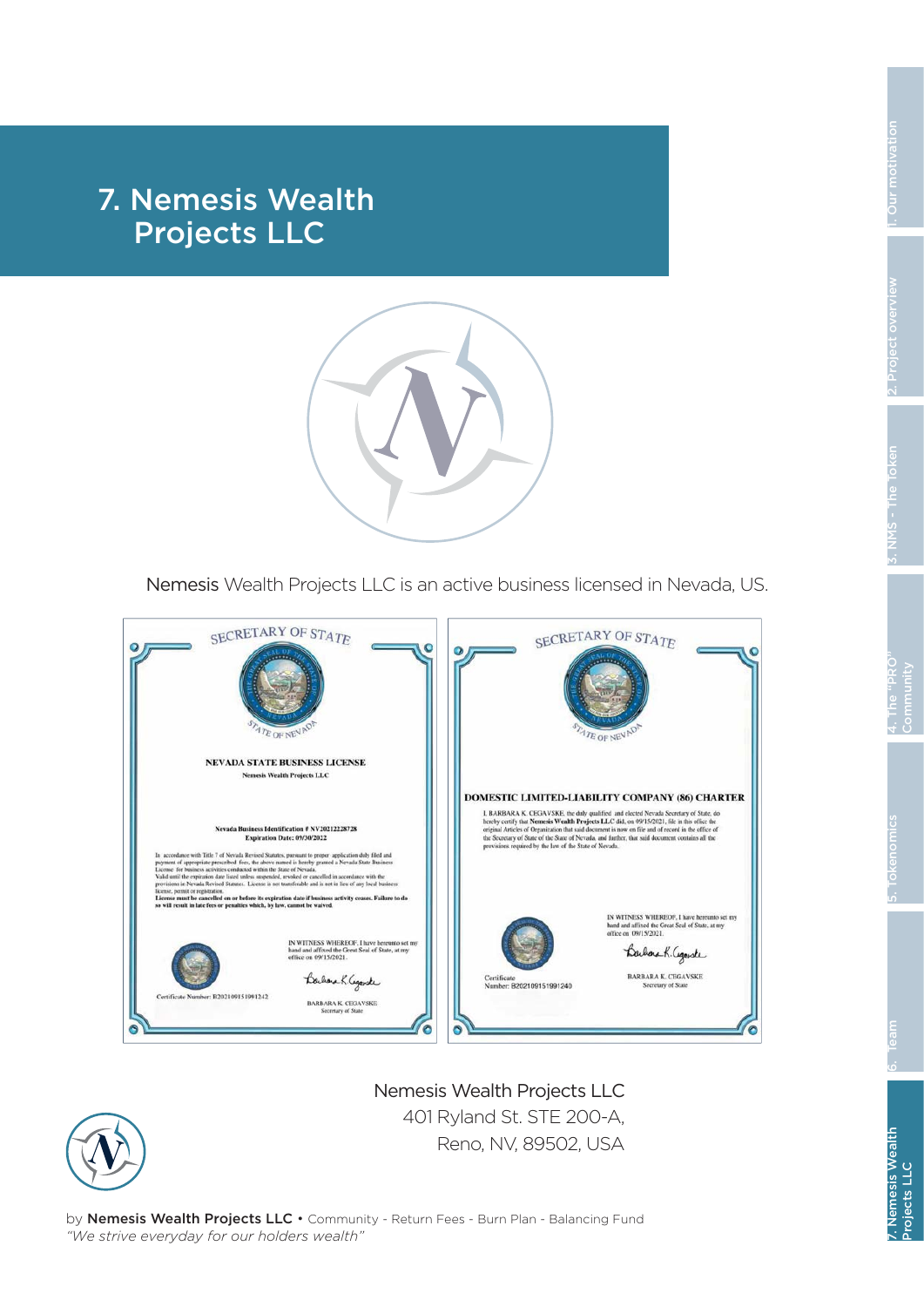# 7. Nemesis Wealth Projects LLC

Nemesis Wealth Projects LLC is an active business licensed in Nevada, US.

SECRETARY OF STATE

STATE OF NEVADA

**NEVADA STATE BUSINESS LICENSE**

**Nemesis Wealth Projects LLC**

**Nevada Business Identification # NV20212228728**
**Expiration Date: 09/30/2022**

In accordance with Title 7 of Nevada Revised Statutes, pursuant to proper application duly filed and payment of appropriate prescribed fees, the above named is hereby granted a Nevada State Business License for business activities conducted within the State of Nevada.
Valid until the expiration date listed unless suspended, revoked or cancelled in accordance with the provisions in Nevada Revised Statutes. License is not transferable and is not in lieu of any local business license, permit or registration.
**License must be cancelled on or before its expiration date if business activity ceases. Failure to do so will result in late fees or penalties which, by law, cannot be waived.**

IN WITNESS WHEREOF, I have hereunto set my hand and affixed the Great Seal of State, at my office on 09/15/2021.

BARBARA K. CEGAVSKE
Secretary of State

Certificate Number: B202109151991242

SECRETARY OF STATE

STATE OF NEVADA

**DOMESTIC LIMITED-LIABILITY COMPANY (86) CHARTER**

I, BARBARA K. CEGAVSKE, the duly qualified and elected Nevada Secretary of State, do hereby certify that **Nemesis Wealth Projects LLC** did, on 09/15/2021, file in this office the original Articles of Organization that said document is now on file and of record in the office of the Secretary of State of the State of Nevada, and further, that said document contains all the provisions required by the law of the State of Nevada.

IN WITNESS WHEREOF, I have hereunto set my hand and affixed the Great Seal of State, at my office on 09/15/2021.

BARBARA K. CEGAVSKE
Secretary of State

Certificate Number: B202109151991240

Nemesis Wealth Projects LLC
401 Ryland St. STE 200-A,
Reno, NV, 89502, USA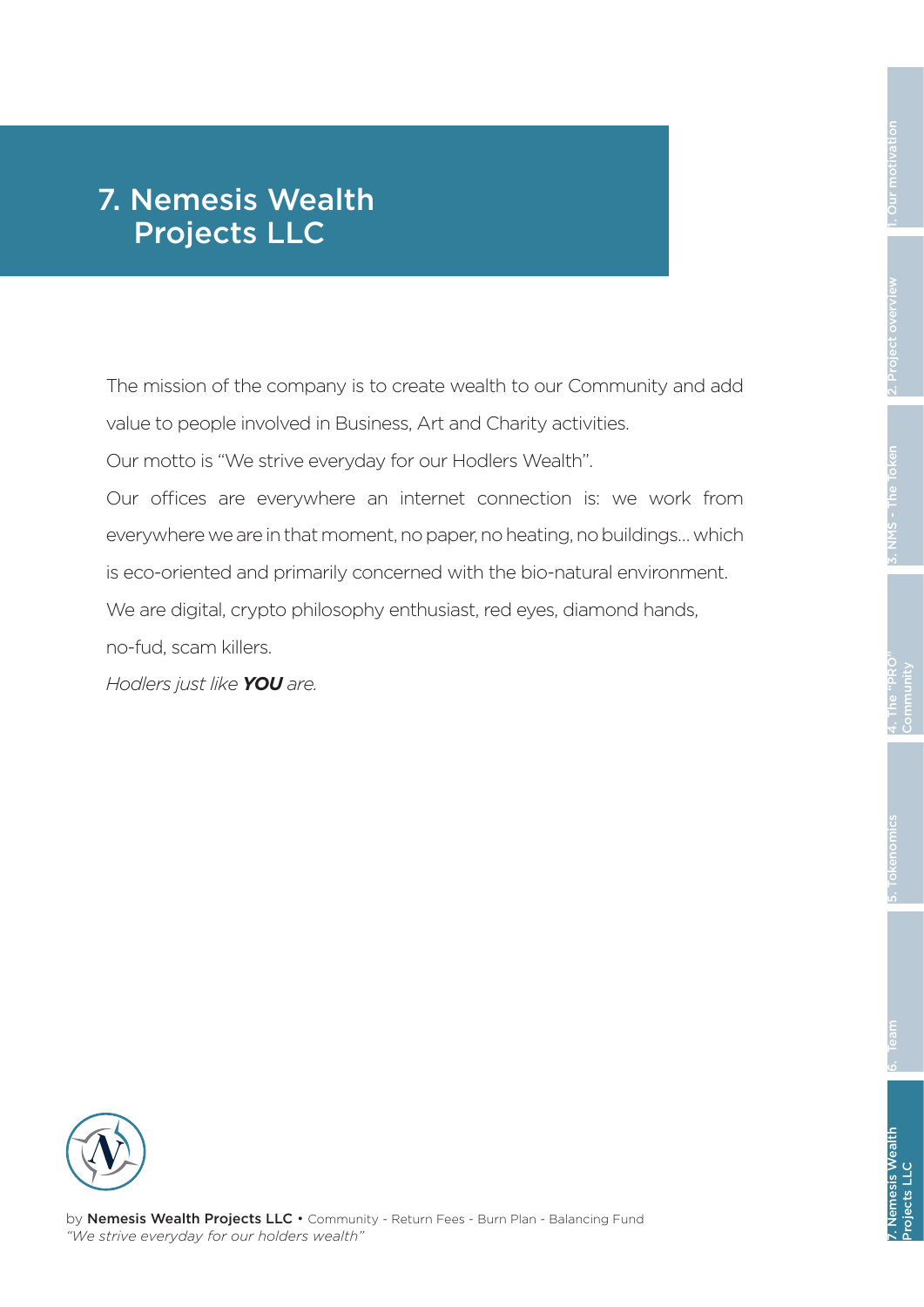# 7. Nemesis Wealth Projects LLC

The mission of the company is to create wealth to our Community and add value to people involved in Business, Art and Charity activities.

Our motto is "We strive everyday for our Hodlers Wealth".

Our offices are everywhere an internet connection is: we work from everywhere we are in that moment, no paper, no heating, no buildings... which is eco-oriented and primarily concerned with the bio-natural environment.

We are digital, crypto philosophy enthusiast, red eyes, diamond hands, no-fud, scam killers.

*Hodlers just like **YOU** are.*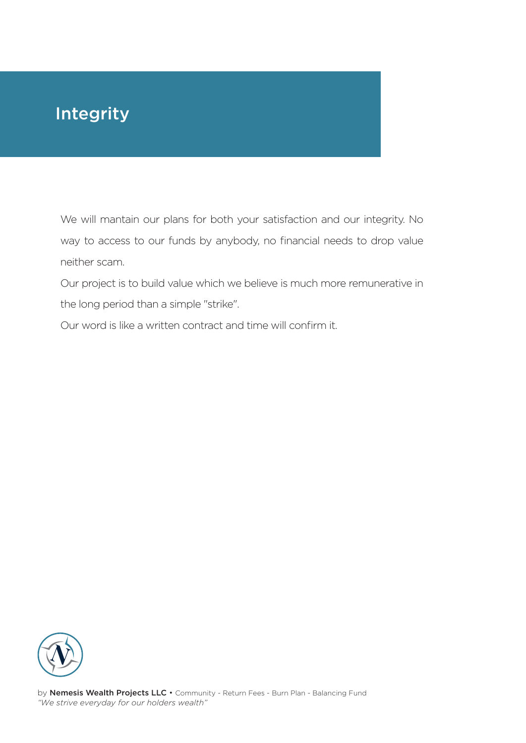# Integrity

We will mantain our plans for both your satisfaction and our integrity. No way to access to our funds by anybody, no financial needs to drop value neither scam.

Our project is to build value which we believe is much more remunerative in the long period than a simple "strike".

Our word is like a written contract and time will confirm it.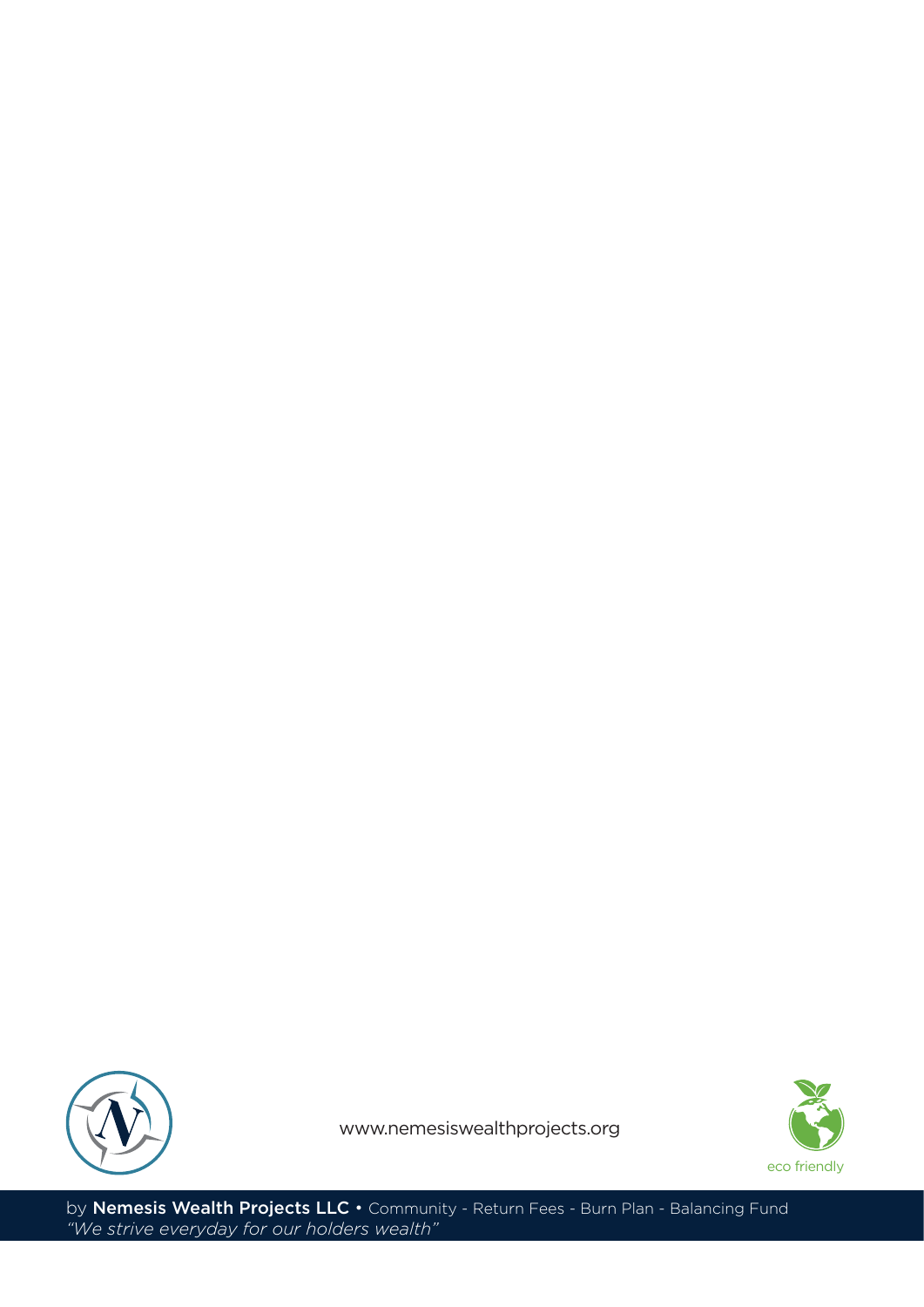www.nemesiswealthprojects.org

eco friendly

by **Nemesis Wealth Projects LLC** • Community - Return Fees - Burn Plan - Balancing Fund
*"We strive everyday for our holders wealth"*